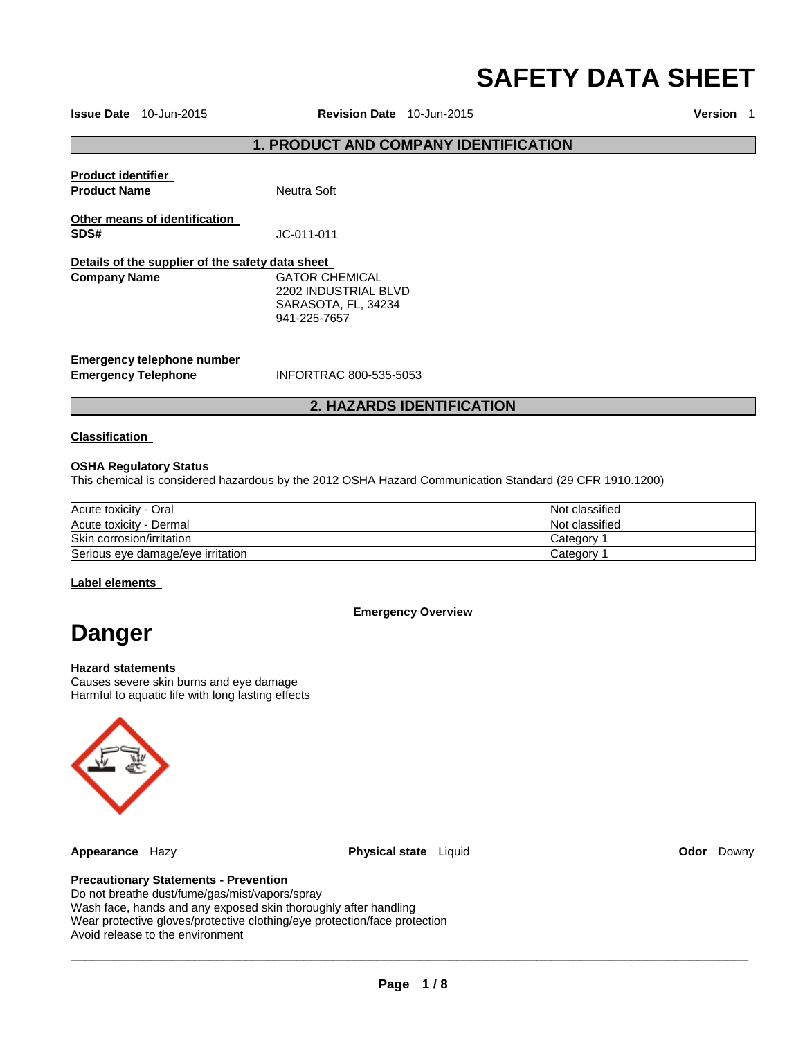# SAFETY DATA SHEET

**Issue Date** 10-Jun-2015 **Revision Date** 10-Jun-2015 **Version** 1

## 1. PRODUCT AND COMPANY IDENTIFICATION

**Product identifier**

**Product Name** Neutra Soft

**Other means of identification**

**SDS#** JC-011-011

**Details of the supplier of the safety data sheet**

**Company Name** GATOR CHEMICAL
2202 INDUSTRIAL BLVD
SARASOTA, FL, 34234
941-225-7657

**Emergency telephone number**

**Emergency Telephone** INFORTRAC 800-535-5053

## 2. HAZARDS IDENTIFICATION

**Classification**

**OSHA Regulatory Status**

This chemical is considered hazardous by the 2012 OSHA Hazard Communication Standard (29 CFR 1910.1200)

| | |
|---|---|
| Acute toxicity - Oral | Not classified |
| Acute toxicity - Dermal | Not classified |
| Skin corrosion/irritation | Category 1 |
| Serious eye damage/eye irritation | Category 1 |

**Label elements**

**Emergency Overview**

# Danger

**Hazard statements**

Causes severe skin burns and eye damage
Harmful to aquatic life with long lasting effects

**Appearance** Hazy **Physical state** Liquid **Odor** Downy

**Precautionary Statements - Prevention**

Do not breathe dust/fume/gas/mist/vapors/spray
Wash face, hands and any exposed skin thoroughly after handling
Wear protective gloves/protective clothing/eye protection/face protection
Avoid release to the environment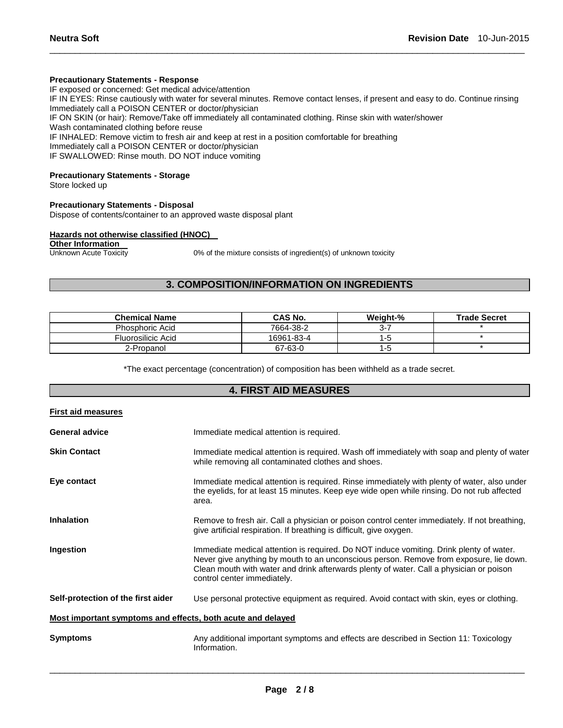**Precautionary Statements - Response**

IF exposed or concerned: Get medical advice/attention
IF IN EYES: Rinse cautiously with water for several minutes. Remove contact lenses, if present and easy to do. Continue rinsing
Immediately call a POISON CENTER or doctor/physician
IF ON SKIN (or hair): Remove/Take off immediately all contaminated clothing. Rinse skin with water/shower
Wash contaminated clothing before reuse
IF INHALED: Remove victim to fresh air and keep at rest in a position comfortable for breathing
Immediately call a POISON CENTER or doctor/physician
IF SWALLOWED: Rinse mouth. DO NOT induce vomiting

**Precautionary Statements - Storage**

Store locked up

**Precautionary Statements - Disposal**

Dispose of contents/container to an approved waste disposal plant

**Hazards not otherwise classified (HNOC)**

**Other Information**

Unknown Acute Toxicity — 0% of the mixture consists of ingredient(s) of unknown toxicity

## 3. COMPOSITION/INFORMATION ON INGREDIENTS

| Chemical Name | CAS No. | Weight-% | Trade Secret |
|---|---|---|---|
| Phosphoric Acid | 7664-38-2 | 3-7 | * |
| Fluorosilicic Acid | 16961-83-4 | 1-5 | * |
| 2-Propanol | 67-63-0 | 1-5 | * |

*The exact percentage (concentration) of composition has been withheld as a trade secret.

## 4. FIRST AID MEASURES

**First aid measures**

**General advice** — Immediate medical attention is required.

**Skin Contact** — Immediate medical attention is required. Wash off immediately with soap and plenty of water while removing all contaminated clothes and shoes.

**Eye contact** — Immediate medical attention is required. Rinse immediately with plenty of water, also under the eyelids, for at least 15 minutes. Keep eye wide open while rinsing. Do not rub affected area.

**Inhalation** — Remove to fresh air. Call a physician or poison control center immediately. If not breathing, give artificial respiration. If breathing is difficult, give oxygen.

**Ingestion** — Immediate medical attention is required. Do NOT induce vomiting. Drink plenty of water. Never give anything by mouth to an unconscious person. Remove from exposure, lie down. Clean mouth with water and drink afterwards plenty of water. Call a physician or poison control center immediately.

**Self-protection of the first aider** — Use personal protective equipment as required. Avoid contact with skin, eyes or clothing.

**Most important symptoms and effects, both acute and delayed**

**Symptoms** — Any additional important symptoms and effects are described in Section 11: Toxicology Information.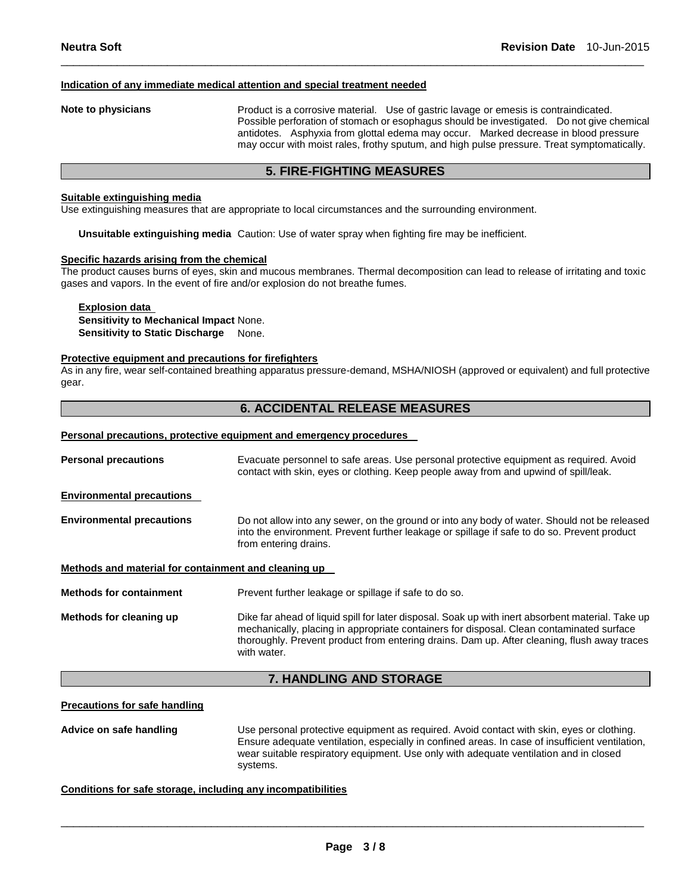#### Indication of any immediate medical attention and special treatment needed

**Note to physicians** Product is a corrosive material. Use of gastric lavage or emesis is contraindicated. Possible perforation of stomach or esophagus should be investigated. Do not give chemical antidotes. Asphyxia from glottal edema may occur. Marked decrease in blood pressure may occur with moist rales, frothy sputum, and high pulse pressure. Treat symptomatically.

## 5. FIRE-FIGHTING MEASURES

#### Suitable extinguishing media

Use extinguishing measures that are appropriate to local circumstances and the surrounding environment.

**Unsuitable extinguishing media** Caution: Use of water spray when fighting fire may be inefficient.

#### Specific hazards arising from the chemical

The product causes burns of eyes, skin and mucous membranes. Thermal decomposition can lead to release of irritating and toxic gases and vapors. In the event of fire and/or explosion do not breathe fumes.

**Explosion data**
**Sensitivity to Mechanical Impact** None.
**Sensitivity to Static Discharge** None.

#### Protective equipment and precautions for firefighters

As in any fire, wear self-contained breathing apparatus pressure-demand, MSHA/NIOSH (approved or equivalent) and full protective gear.

## 6. ACCIDENTAL RELEASE MEASURES

#### Personal precautions, protective equipment and emergency procedures

**Personal precautions** Evacuate personnel to safe areas. Use personal protective equipment as required. Avoid contact with skin, eyes or clothing. Keep people away from and upwind of spill/leak.

#### Environmental precautions

**Environmental precautions** Do not allow into any sewer, on the ground or into any body of water. Should not be released into the environment. Prevent further leakage or spillage if safe to do so. Prevent product from entering drains.

#### Methods and material for containment and cleaning up

**Methods for containment** Prevent further leakage or spillage if safe to do so.

**Methods for cleaning up** Dike far ahead of liquid spill for later disposal. Soak up with inert absorbent material. Take up mechanically, placing in appropriate containers for disposal. Clean contaminated surface thoroughly. Prevent product from entering drains. Dam up. After cleaning, flush away traces with water.

## 7. HANDLING AND STORAGE

#### Precautions for safe handling

**Advice on safe handling** Use personal protective equipment as required. Avoid contact with skin, eyes or clothing. Ensure adequate ventilation, especially in confined areas. In case of insufficient ventilation, wear suitable respiratory equipment. Use only with adequate ventilation and in closed systems.

#### Conditions for safe storage, including any incompatibilities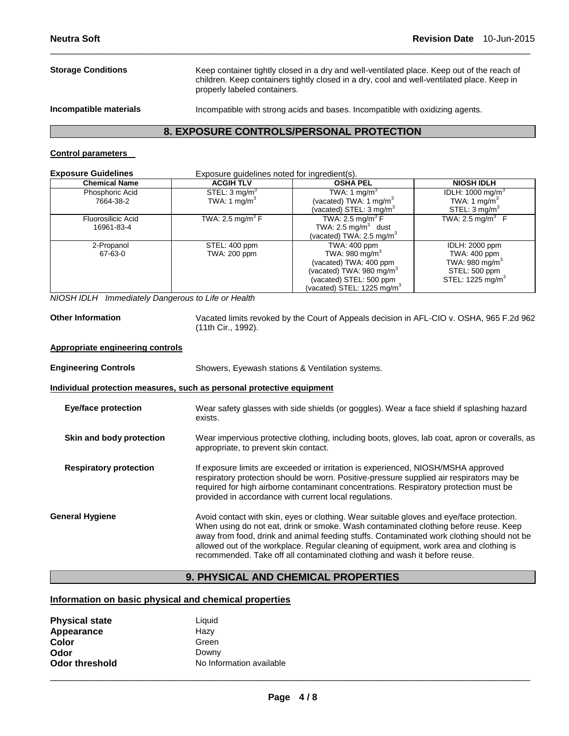**Storage Conditions** Keep container tightly closed in a dry and well-ventilated place. Keep out of the reach of children. Keep containers tightly closed in a dry, cool and well-ventilated place. Keep in properly labeled containers.

**Incompatible materials** Incompatible with strong acids and bases. Incompatible with oxidizing agents.

## 8. EXPOSURE CONTROLS/PERSONAL PROTECTION

### Control parameters

**Exposure Guidelines** Exposure guidelines noted for ingredient(s).

| Chemical Name | ACGIH TLV | OSHA PEL | NIOSH IDLH |
|---|---|---|---|
| Phosphoric Acid<br>7664-38-2 | STEL: 3 $mg/m^3$<br>TWA: 1 $mg/m^3$ | TWA: 1 $mg/m^3$<br>(vacated) TWA: 1 $mg/m^3$<br>(vacated) STEL: 3 $mg/m^3$ | IDLH: 1000 $mg/m^3$<br>TWA: 1 $mg/m^3$<br>STEL: 3 $mg/m^3$ |
| Fluorosilicic Acid<br>16961-83-4 | TWA: 2.5 $mg/m^3$ F | TWA: 2.5 $mg/m^3$ F<br>TWA: 2.5 $mg/m^3$ dust<br>(vacated) TWA: 2.5 $mg/m^3$ | TWA: 2.5 $mg/m^3$ F |
| 2-Propanol<br>67-63-0 | STEL: 400 ppm<br>TWA: 200 ppm | TWA: 400 ppm<br>TWA: 980 $mg/m^3$<br>(vacated) TWA: 400 ppm<br>(vacated) TWA: 980 $mg/m^3$<br>(vacated) STEL: 500 ppm<br>(vacated) STEL: 1225 $mg/m^3$ | IDLH: 2000 ppm<br>TWA: 400 ppm<br>TWA: 980 $mg/m^3$<br>STEL: 500 ppm<br>STEL: 1225 $mg/m^3$ |

*NIOSH IDLH Immediately Dangerous to Life or Health*

**Other Information** Vacated limits revoked by the Court of Appeals decision in AFL-CIO v. OSHA, 965 F.2d 962 (11th Cir., 1992).

### Appropriate engineering controls

**Engineering Controls** Showers, Eyewash stations & Ventilation systems.

### Individual protection measures, such as personal protective equipment

**Eye/face protection** Wear safety glasses with side shields (or goggles). Wear a face shield if splashing hazard exists.

**Skin and body protection** Wear impervious protective clothing, including boots, gloves, lab coat, apron or coveralls, as appropriate, to prevent skin contact.

**Respiratory protection** If exposure limits are exceeded or irritation is experienced, NIOSH/MSHA approved respiratory protection should be worn. Positive-pressure supplied air respirators may be required for high airborne contaminant concentrations. Respiratory protection must be provided in accordance with current local regulations.

**General Hygiene** Avoid contact with skin, eyes or clothing. Wear suitable gloves and eye/face protection. When using do not eat, drink or smoke. Wash contaminated clothing before reuse. Keep away from food, drink and animal feeding stuffs. Contaminated work clothing should not be allowed out of the workplace. Regular cleaning of equipment, work area and clothing is recommended. Take off all contaminated clothing and wash it before reuse.

## 9. PHYSICAL AND CHEMICAL PROPERTIES

### Information on basic physical and chemical properties

**Physical state** Liquid
**Appearance** Hazy
**Color** Green
**Odor** Downy
**Odor threshold** No Information available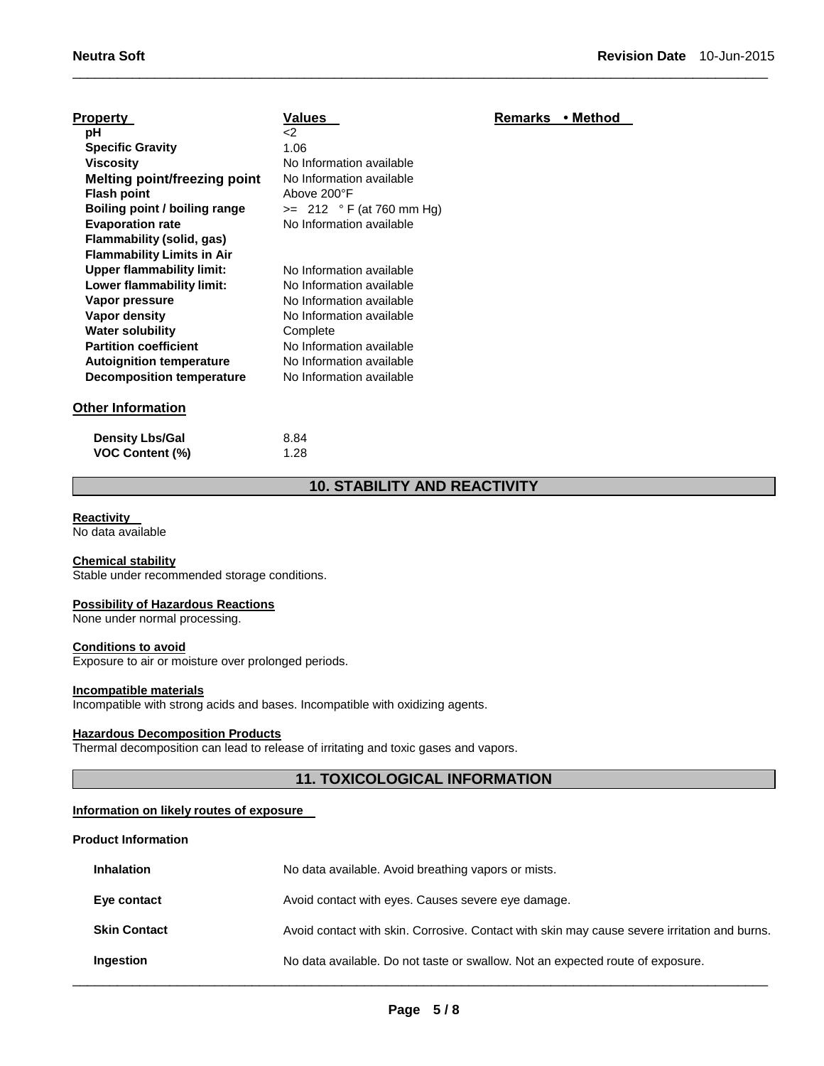| Property | Values | Remarks • Method |
|---|---|---|
| pH | <2 | |
| Specific Gravity | 1.06 | |
| Viscosity | No Information available | |
| Melting point/freezing point | No Information available | |
| Flash point | Above 200°F | |
| Boiling point / boiling range | >= 212 ° F (at 760 mm Hg) | |
| Evaporation rate | No Information available | |
| Flammability (solid, gas) | | |
| Flammability Limits in Air | | |
| Upper flammability limit: | No Information available | |
| Lower flammability limit: | No Information available | |
| Vapor pressure | No Information available | |
| Vapor density | No Information available | |
| Water solubility | Complete | |
| Partition coefficient | No Information available | |
| Autoignition temperature | No Information available | |
| Decomposition temperature | No Information available | |

**Other Information**

| | |
|---|---|
| Density Lbs/Gal | 8.84 |
| VOC Content (%) | 1.28 |

## 10. STABILITY AND REACTIVITY

**Reactivity**
No data available

**Chemical stability**
Stable under recommended storage conditions.

**Possibility of Hazardous Reactions**
None under normal processing.

**Conditions to avoid**
Exposure to air or moisture over prolonged periods.

**Incompatible materials**
Incompatible with strong acids and bases. Incompatible with oxidizing agents.

**Hazardous Decomposition Products**
Thermal decomposition can lead to release of irritating and toxic gases and vapors.

## 11. TOXICOLOGICAL INFORMATION

**Information on likely routes of exposure**

**Product Information**

| | |
|---|---|
| **Inhalation** | No data available. Avoid breathing vapors or mists. |
| **Eye contact** | Avoid contact with eyes. Causes severe eye damage. |
| **Skin Contact** | Avoid contact with skin. Corrosive. Contact with skin may cause severe irritation and burns. |
| **Ingestion** | No data available. Do not taste or swallow. Not an expected route of exposure. |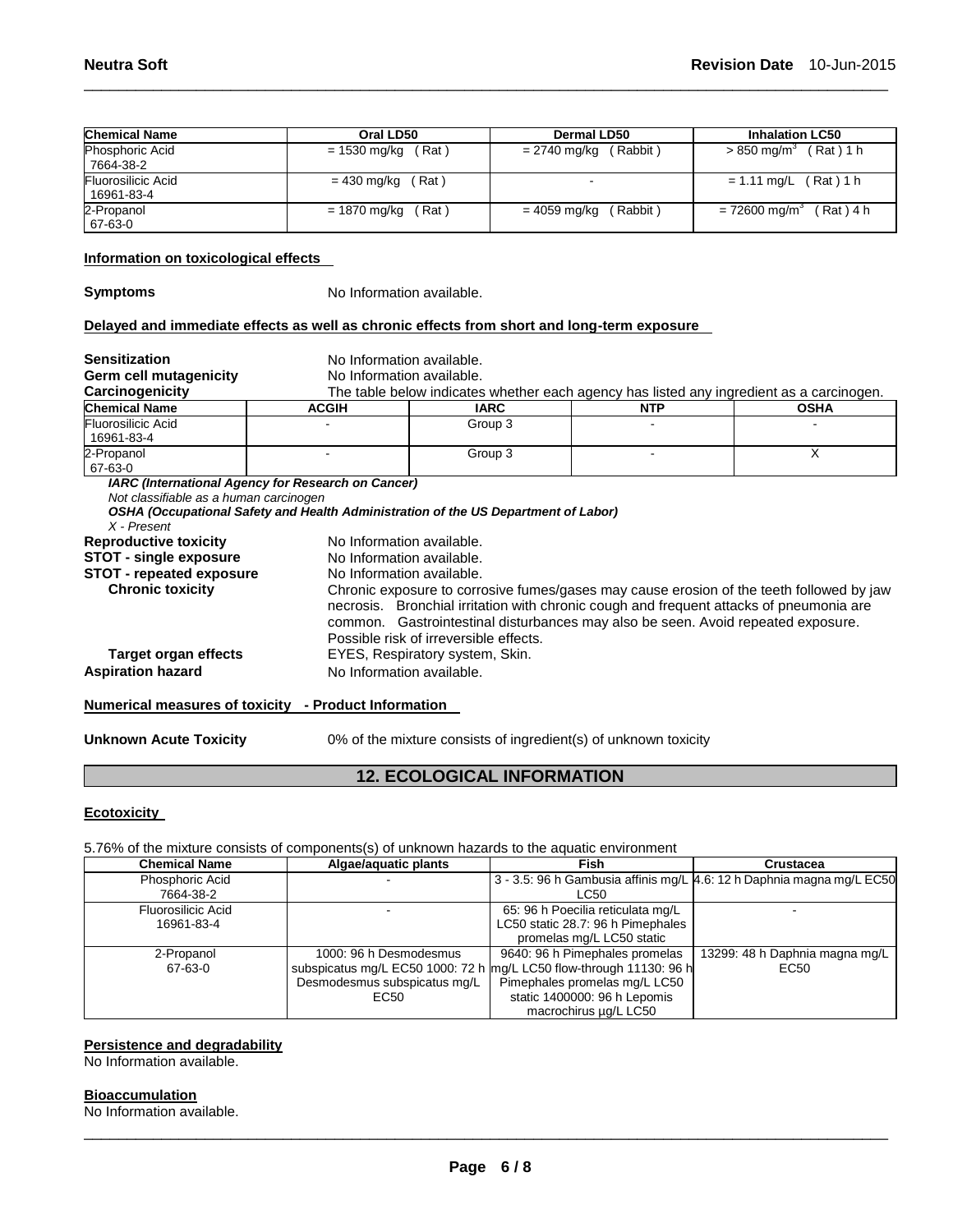| Chemical Name | Oral LD50 | Dermal LD50 | Inhalation LC50 |
| --- | --- | --- | --- |
| Phosphoric Acid 7664-38-2 | = 1530 mg/kg ( Rat ) | = 2740 mg/kg ( Rabbit ) | > 850 mg/m$^3$ ( Rat ) 1 h |
| Fluorosilicic Acid 16961-83-4 | = 430 mg/kg ( Rat ) | - | = 1.11 mg/L ( Rat ) 1 h |
| 2-Propanol 67-63-0 | = 1870 mg/kg ( Rat ) | = 4059 mg/kg ( Rabbit ) | = 72600 mg/m$^3$ ( Rat ) 4 h |

#### Information on toxicological effects

**Symptoms** No Information available.

#### Delayed and immediate effects as well as chronic effects from short and long-term exposure

**Sensitization** No Information available.
**Germ cell mutagenicity** No Information available.
**Carcinogenicity** The table below indicates whether each agency has listed any ingredient as a carcinogen.

| Chemical Name | ACGIH | IARC | NTP | OSHA |
| --- | --- | --- | --- | --- |
| Fluorosilicic Acid 16961-83-4 | - | Group 3 | - | - |
| 2-Propanol 67-63-0 | - | Group 3 | - | X |

***IARC (International Agency for Research on Cancer)***
*Not classifiable as a human carcinogen*
***OSHA (Occupational Safety and Health Administration of the US Department of Labor)***
*X - Present*

**Reproductive toxicity** No Information available.
**STOT - single exposure** No Information available.
**STOT - repeated exposure** No Information available.
**Chronic toxicity** Chronic exposure to corrosive fumes/gases may cause erosion of the teeth followed by jaw necrosis. Bronchial irritation with chronic cough and frequent attacks of pneumonia are common. Gastrointestinal disturbances may also be seen. Avoid repeated exposure. Possible risk of irreversible effects.
**Target organ effects** EYES, Respiratory system, Skin.
**Aspiration hazard** No Information available.

#### Numerical measures of toxicity - Product Information

**Unknown Acute Toxicity** 0% of the mixture consists of ingredient(s) of unknown toxicity

## 12. ECOLOGICAL INFORMATION

#### Ecotoxicity

5.76% of the mixture consists of components(s) of unknown hazards to the aquatic environment

| Chemical Name | Algae/aquatic plants | Fish | Crustacea |
| --- | --- | --- | --- |
| Phosphoric Acid 7664-38-2 | - | 3 - 3.5: 96 h Gambusia affinis mg/L LC50 | 4.6: 12 h Daphnia magna mg/L EC50 |
| Fluorosilicic Acid 16961-83-4 | - | 65: 96 h Poecilia reticulata mg/L LC50 static 28.7: 96 h Pimephales promelas mg/L LC50 static | - |
| 2-Propanol 67-63-0 | 1000: 96 h Desmodesmus subspicatus mg/L EC50 1000: 72 h Desmodesmus subspicatus mg/L EC50 | 9640: 96 h Pimephales promelas mg/L LC50 flow-through 11130: 96 h Pimephales promelas mg/L LC50 static 1400000: 96 h Lepomis macrochirus µg/L LC50 | 13299: 48 h Daphnia magna mg/L EC50 |

#### Persistence and degradability

No Information available.

#### Bioaccumulation

No Information available.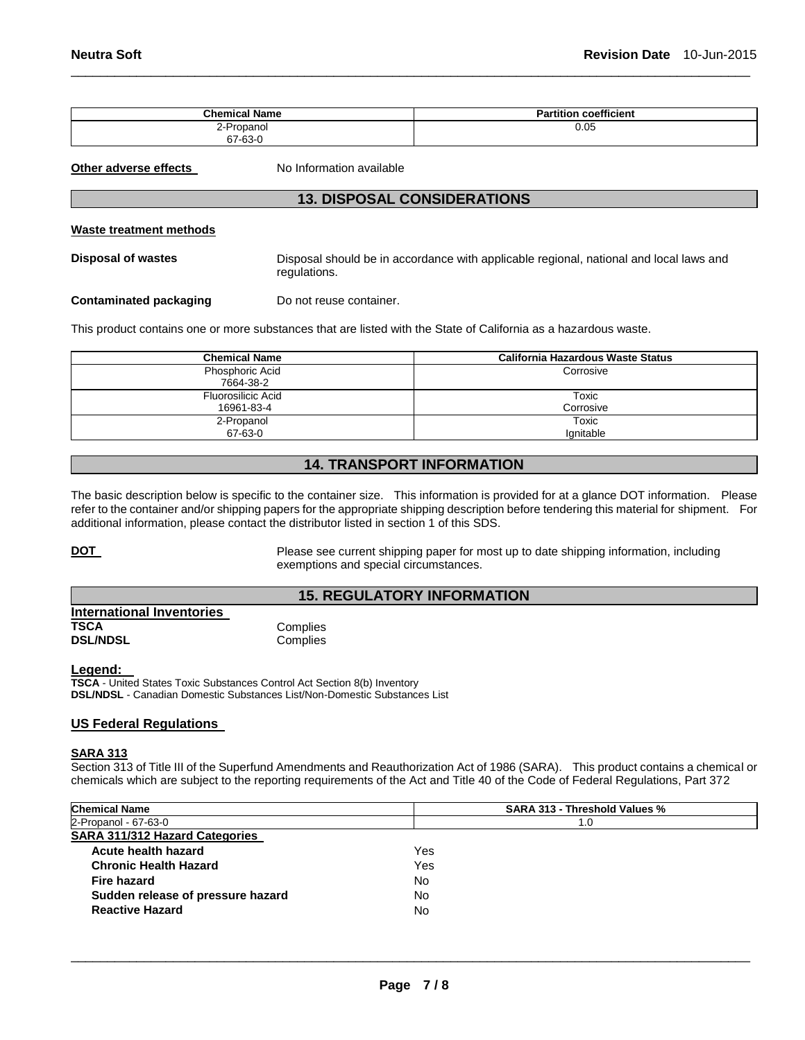| Chemical Name | Partition coefficient |
|---|---|
| 2-Propanol 67-63-0 | 0.05 |

**Other adverse effects** No Information available

## 13. DISPOSAL CONSIDERATIONS

**Waste treatment methods**

**Disposal of wastes** Disposal should be in accordance with applicable regional, national and local laws and regulations.

**Contaminated packaging** Do not reuse container.

This product contains one or more substances that are listed with the State of California as a hazardous waste.

| Chemical Name | California Hazardous Waste Status |
|---|---|
| Phosphoric Acid 7664-38-2 | Corrosive |
| Fluorosilicic Acid 16961-83-4 | Toxic Corrosive |
| 2-Propanol 67-63-0 | Toxic Ignitable |

## 14. TRANSPORT INFORMATION

The basic description below is specific to the container size. This information is provided for at a glance DOT information. Please refer to the container and/or shipping papers for the appropriate shipping description before tendering this material for shipment. For additional information, please contact the distributor listed in section 1 of this SDS.

**DOT** Please see current shipping paper for most up to date shipping information, including exemptions and special circumstances.

## 15. REGULATORY INFORMATION

**International Inventories**

**TSCA** Complies
**DSL/NDSL** Complies

**Legend:**

**TSCA** - United States Toxic Substances Control Act Section 8(b) Inventory
**DSL/NDSL** - Canadian Domestic Substances List/Non-Domestic Substances List

**US Federal Regulations**

**SARA 313**

Section 313 of Title III of the Superfund Amendments and Reauthorization Act of 1986 (SARA). This product contains a chemical or chemicals which are subject to the reporting requirements of the Act and Title 40 of the Code of Federal Regulations, Part 372

| Chemical Name | SARA 313 - Threshold Values % |
|---|---|
| 2-Propanol - 67-63-0 | 1.0 |

**SARA 311/312 Hazard Categories**

| | |
|---|---|
| **Acute health hazard** | Yes |
| **Chronic Health Hazard** | Yes |
| **Fire hazard** | No |
| **Sudden release of pressure hazard** | No |
| **Reactive Hazard** | No |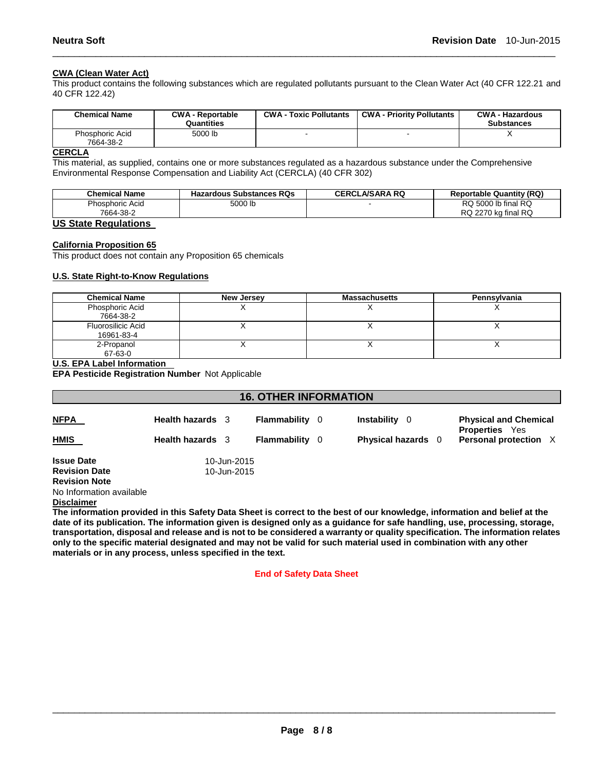#### CWA (Clean Water Act)

This product contains the following substances which are regulated pollutants pursuant to the Clean Water Act (40 CFR 122.21 and 40 CFR 122.42)

| Chemical Name | CWA - Reportable Quantities | CWA - Toxic Pollutants | CWA - Priority Pollutants | CWA - Hazardous Substances |
|---|---|---|---|---|
| Phosphoric Acid 7664-38-2 | 5000 lb | - | - | X |

#### CERCLA

This material, as supplied, contains one or more substances regulated as a hazardous substance under the Comprehensive Environmental Response Compensation and Liability Act (CERCLA) (40 CFR 302)

| Chemical Name | Hazardous Substances RQs | CERCLA/SARA RQ | Reportable Quantity (RQ) |
|---|---|---|---|
| Phosphoric Acid 7664-38-2 | 5000 lb | - | RQ 5000 lb final RQ<br>RQ 2270 kg final RQ |

### US State Regulations

#### California Proposition 65

This product does not contain any Proposition 65 chemicals

#### U.S. State Right-to-Know Regulations

| Chemical Name | New Jersey | Massachusetts | Pennsylvania |
|---|---|---|---|
| Phosphoric Acid 7664-38-2 | X | X | X |
| Fluorosilicic Acid 16961-83-4 | X | X | X |
| 2-Propanol 67-63-0 | X | X | X |

#### U.S. EPA Label Information

**EPA Pesticide Registration Number** Not Applicable

## 16. OTHER INFORMATION

| | | | | |
|---|---|---|---|---|
| **NFPA** | **Health hazards** 3 | **Flammability** 0 | **Instability** 0 | **Physical and Chemical Properties** Yes |
| **HMIS** | **Health hazards** 3 | **Flammability** 0 | **Physical hazards** 0 | **Personal protection** X |

**Issue Date** 10-Jun-2015
**Revision Date** 10-Jun-2015
**Revision Note**
No Information available

**Disclaimer**
**The information provided in this Safety Data Sheet is correct to the best of our knowledge, information and belief at the date of its publication. The information given is designed only as a guidance for safe handling, use, processing, storage, transportation, disposal and release and is not to be considered a warranty or quality specification. The information relates only to the specific material designated and may not be valid for such material used in combination with any other materials or in any process, unless specified in the text.**

**End of Safety Data Sheet**